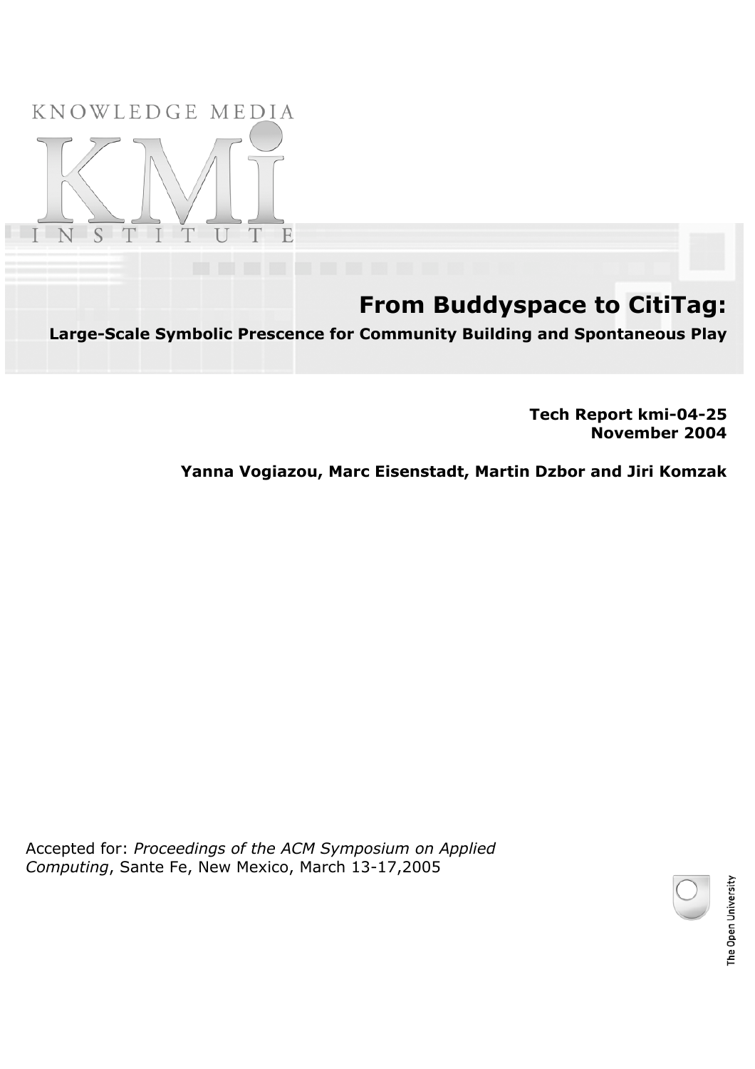KNOWLEDGE MEDIA

KMi

INSTITUTE

# From Buddyspace to CitiTag:

## Large-Scale Symbolic Presence for Community Building and Spontaneous Play

**Tech Report kmi-04-25**
**November 2004**

**Yanna Vogiazou, Marc Eisenstadt, Martin Dzbor and Jiri Komzak**

Accepted for: *Proceedings of the ACM Symposium on Applied Computing*, Sante Fe, New Mexico, March 13-17,2005

The Open University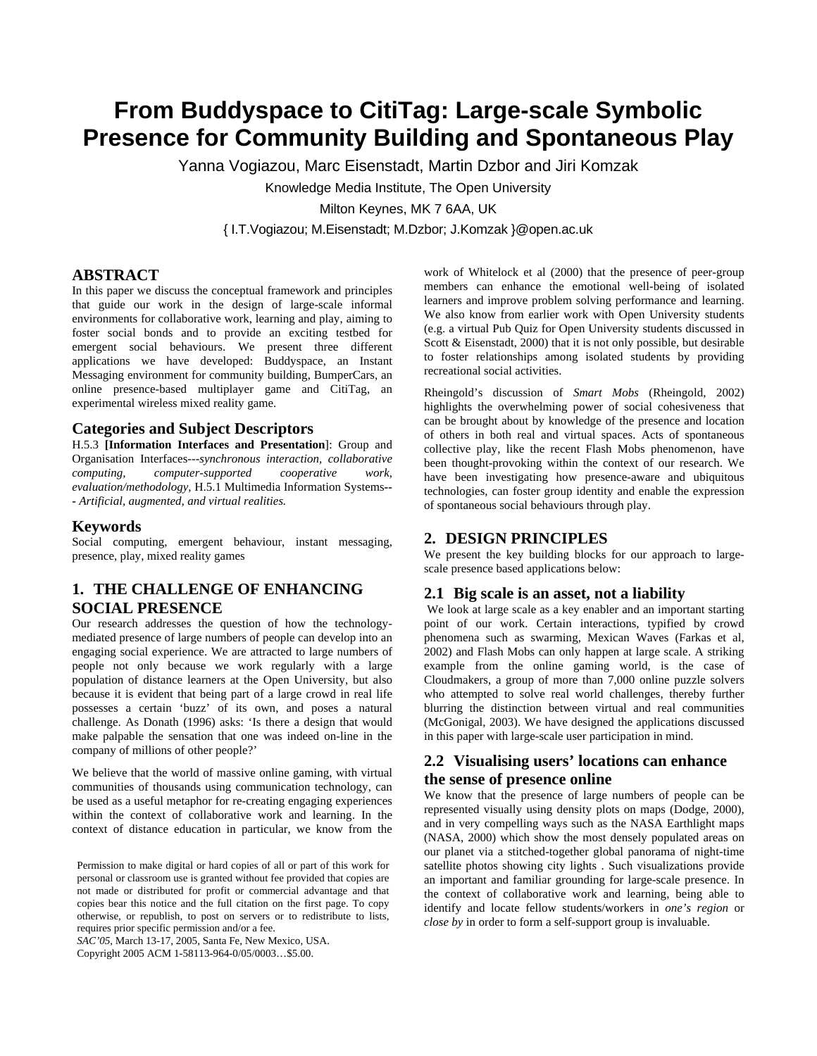# From Buddyspace to CitiTag: Large-scale Symbolic Presence for Community Building and Spontaneous Play

Yanna Vogiazou, Marc Eisenstadt, Martin Dzbor and Jiri Komzak

Knowledge Media Institute, The Open University

Milton Keynes, MK 7 6AA, UK

{ I.T.Vogiazou; M.Eisenstadt; M.Dzbor; J.Komzak }@open.ac.uk

## ABSTRACT

In this paper we discuss the conceptual framework and principles that guide our work in the design of large-scale informal environments for collaborative work, learning and play, aiming to foster social bonds and to provide an exciting testbed for emergent social behaviours. We present three different applications we have developed: Buddyspace, an Instant Messaging environment for community building, BumperCars, an online presence-based multiplayer game and CitiTag, an experimental wireless mixed reality game.

### Categories and Subject Descriptors

H.5.3 **[Information Interfaces and Presentation**]: Group and Organisation Interfaces---*synchronous interaction, collaborative computing, computer-supported cooperative work, evaluation/methodology,* H.5.1 Multimedia Information Systems---*Artificial, augmented, and virtual realities.*

### Keywords

Social computing, emergent behaviour, instant messaging, presence, play, mixed reality games

## 1. THE CHALLENGE OF ENHANCING SOCIAL PRESENCE

Our research addresses the question of how the technology-mediated presence of large numbers of people can develop into an engaging social experience. We are attracted to large numbers of people not only because we work regularly with a large population of distance learners at the Open University, but also because it is evident that being part of a large crowd in real life possesses a certain 'buzz' of its own, and poses a natural challenge. As Donath (1996) asks: 'Is there a design that would make palpable the sensation that one was indeed on-line in the company of millions of other people?'

We believe that the world of massive online gaming, with virtual communities of thousands using communication technology, can be used as a useful metaphor for re-creating engaging experiences within the context of collaborative work and learning. In the context of distance education in particular, we know from the work of Whitelock et al (2000) that the presence of peer-group members can enhance the emotional well-being of isolated learners and improve problem solving performance and learning. We also know from earlier work with Open University students (e.g. a virtual Pub Quiz for Open University students discussed in Scott & Eisenstadt, 2000) that it is not only possible, but desirable to foster relationships among isolated students by providing recreational social activities.

Rheingold's discussion of *Smart Mobs* (Rheingold, 2002) highlights the overwhelming power of social cohesiveness that can be brought about by knowledge of the presence and location of others in both real and virtual spaces. Acts of spontaneous collective play, like the recent Flash Mobs phenomenon, have been thought-provoking within the context of our research. We have been investigating how presence-aware and ubiquitous technologies, can foster group identity and enable the expression of spontaneous social behaviours through play.

## 2. DESIGN PRINCIPLES

We present the key building blocks for our approach to large-scale presence based applications below:

### 2.1 Big scale is an asset, not a liability

We look at large scale as a key enabler and an important starting point of our work. Certain interactions, typified by crowd phenomena such as swarming, Mexican Waves (Farkas et al, 2002) and Flash Mobs can only happen at large scale. A striking example from the online gaming world, is the case of Cloudmakers, a group of more than 7,000 online puzzle solvers who attempted to solve real world challenges, thereby further blurring the distinction between virtual and real communities (McGonigal, 2003). We have designed the applications discussed in this paper with large-scale user participation in mind.

### 2.2 Visualising users' locations can enhance the sense of presence online

We know that the presence of large numbers of people can be represented visually using density plots on maps (Dodge, 2000), and in very compelling ways such as the NASA Earthlight maps (NASA, 2000) which show the most densely populated areas on our planet via a stitched-together global panorama of night-time satellite photos showing city lights . Such visualizations provide an important and familiar grounding for large-scale presence. In the context of collaborative work and learning, being able to identify and locate fellow students/workers in *one's region* or *close by* in order to form a self-support group is invaluable.

Permission to make digital or hard copies of all or part of this work for personal or classroom use is granted without fee provided that copies are not made or distributed for profit or commercial advantage and that copies bear this notice and the full citation on the first page. To copy otherwise, or republish, to post on servers or to redistribute to lists, requires prior specific permission and/or a fee.
*SAC'05*, March 13-17, 2005, Santa Fe, New Mexico, USA.
Copyright 2005 ACM 1-58113-964-0/05/0003…$5.00.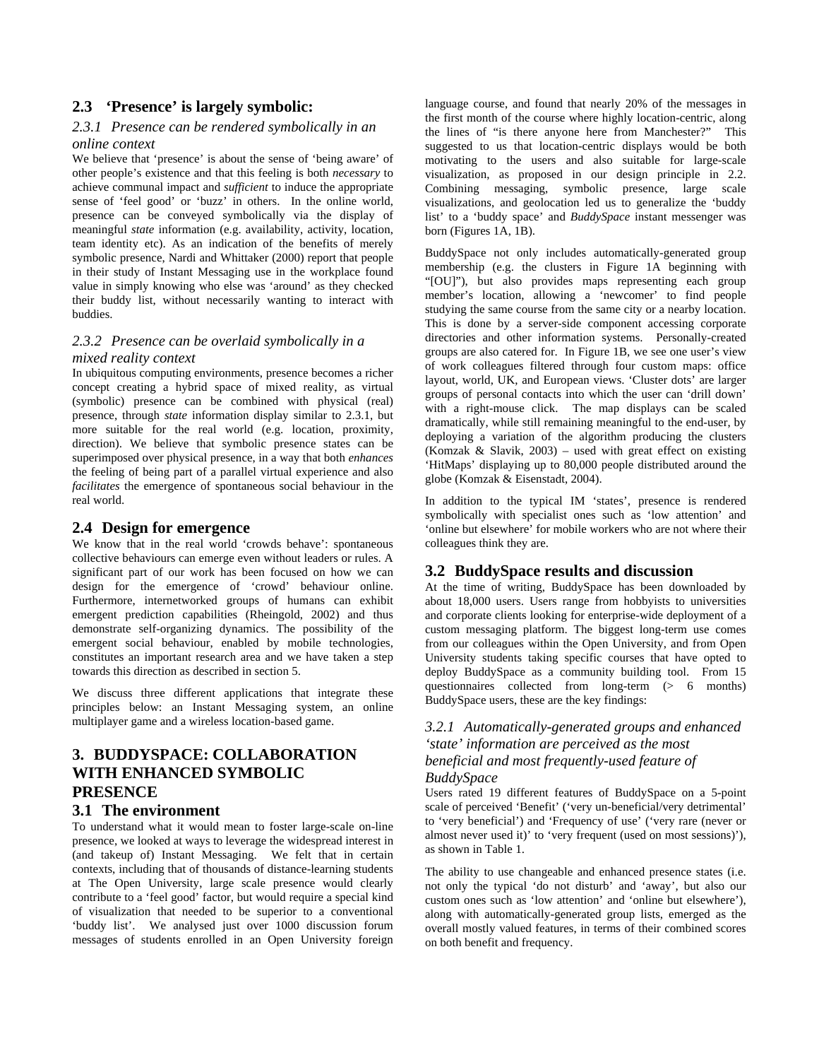## 2.3 'Presence' is largely symbolic:

### *2.3.1 Presence can be rendered symbolically in an online context*

We believe that 'presence' is about the sense of 'being aware' of other people's existence and that this feeling is both *necessary* to achieve communal impact and *sufficient* to induce the appropriate sense of 'feel good' or 'buzz' in others. In the online world, presence can be conveyed symbolically via the display of meaningful *state* information (e.g. availability, activity, location, team identity etc). As an indication of the benefits of merely symbolic presence, Nardi and Whittaker (2000) report that people in their study of Instant Messaging use in the workplace found value in simply knowing who else was 'around' as they checked their buddy list, without necessarily wanting to interact with buddies.

### *2.3.2 Presence can be overlaid symbolically in a mixed reality context*

In ubiquitous computing environments, presence becomes a richer concept creating a hybrid space of mixed reality, as virtual (symbolic) presence can be combined with physical (real) presence, through *state* information display similar to 2.3.1, but more suitable for the real world (e.g. location, proximity, direction). We believe that symbolic presence states can be superimposed over physical presence, in a way that both *enhances* the feeling of being part of a parallel virtual experience and also *facilitates* the emergence of spontaneous social behaviour in the real world.

## 2.4 Design for emergence

We know that in the real world 'crowds behave': spontaneous collective behaviours can emerge even without leaders or rules. A significant part of our work has been focused on how we can design for the emergence of 'crowd' behaviour online. Furthermore, internetworked groups of humans can exhibit emergent prediction capabilities (Rheingold, 2002) and thus demonstrate self-organizing dynamics. The possibility of the emergent social behaviour, enabled by mobile technologies, constitutes an important research area and we have taken a step towards this direction as described in section 5.

We discuss three different applications that integrate these principles below: an Instant Messaging system, an online multiplayer game and a wireless location-based game.

# 3. BUDDYSPACE: COLLABORATION WITH ENHANCED SYMBOLIC PRESENCE

## 3.1 The environment

To understand what it would mean to foster large-scale on-line presence, we looked at ways to leverage the widespread interest in (and takeup of) Instant Messaging. We felt that in certain contexts, including that of thousands of distance-learning students at The Open University, large scale presence would clearly contribute to a 'feel good' factor, but would require a special kind of visualization that needed to be superior to a conventional 'buddy list'. We analysed just over 1000 discussion forum messages of students enrolled in an Open University foreign language course, and found that nearly 20% of the messages in the first month of the course where highly location-centric, along the lines of "is there anyone here from Manchester?" This suggested to us that location-centric displays would be both motivating to the users and also suitable for large-scale visualization, as proposed in our design principle in 2.2. Combining messaging, symbolic presence, large scale visualizations, and geolocation led us to generalize the 'buddy list' to a 'buddy space' and *BuddySpace* instant messenger was born (Figures 1A, 1B).

BuddySpace not only includes automatically-generated group membership (e.g. the clusters in Figure 1A beginning with "[OU]"), but also provides maps representing each group member's location, allowing a 'newcomer' to find people studying the same course from the same city or a nearby location. This is done by a server-side component accessing corporate directories and other information systems. Personally-created groups are also catered for. In Figure 1B, we see one user's view of work colleagues filtered through four custom maps: office layout, world, UK, and European views. 'Cluster dots' are larger groups of personal contacts into which the user can 'drill down' with a right-mouse click. The map displays can be scaled dramatically, while still remaining meaningful to the end-user, by deploying a variation of the algorithm producing the clusters (Komzak & Slavik, 2003) – used with great effect on existing 'HitMaps' displaying up to 80,000 people distributed around the globe (Komzak & Eisenstadt, 2004).

In addition to the typical IM 'states', presence is rendered symbolically with specialist ones such as 'low attention' and 'online but elsewhere' for mobile workers who are not where their colleagues think they are.

## 3.2 BuddySpace results and discussion

At the time of writing, BuddySpace has been downloaded by about 18,000 users. Users range from hobbyists to universities and corporate clients looking for enterprise-wide deployment of a custom messaging platform. The biggest long-term use comes from our colleagues within the Open University, and from Open University students taking specific courses that have opted to deploy BuddySpace as a community building tool. From 15 questionnaires collected from long-term (> 6 months) BuddySpace users, these are the key findings:

### *3.2.1 Automatically-generated groups and enhanced 'state' information are perceived as the most beneficial and most frequently-used feature of BuddySpace*

Users rated 19 different features of BuddySpace on a 5-point scale of perceived 'Benefit' ('very un-beneficial/very detrimental' to 'very beneficial') and 'Frequency of use' ('very rare (never or almost never used it)' to 'very frequent (used on most sessions)'), as shown in Table 1.

The ability to use changeable and enhanced presence states (i.e. not only the typical 'do not disturb' and 'away', but also our custom ones such as 'low attention' and 'online but elsewhere'), along with automatically-generated group lists, emerged as the overall mostly valued features, in terms of their combined scores on both benefit and frequency.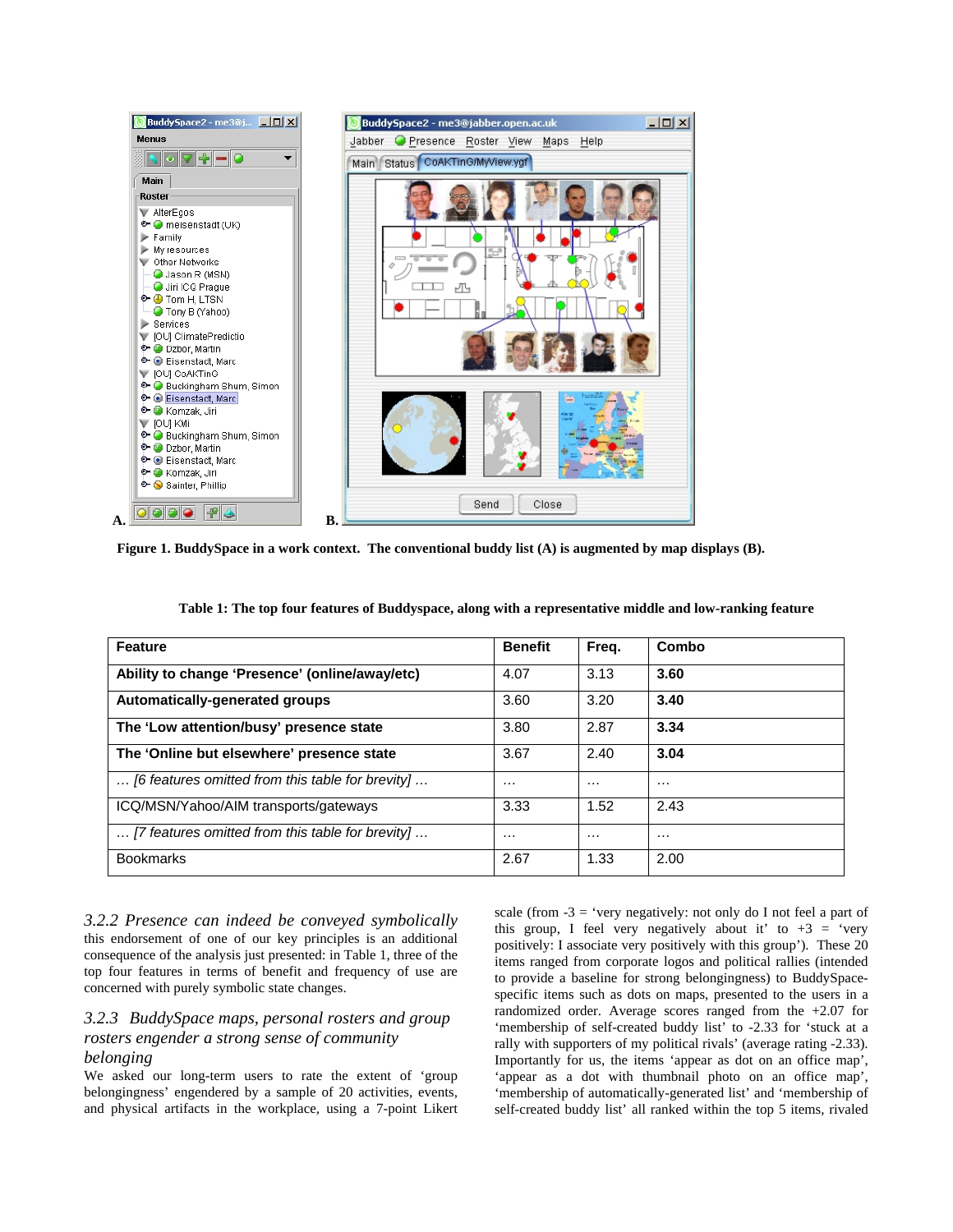Figure 1. BuddySpace in a work context. The conventional buddy list (A) is augmented by map displays (B).

**Table 1: The top four features of Buddyspace, along with a representative middle and low-ranking feature**

| Feature | Benefit | Freq. | Combo |
|---|---|---|---|
| **Ability to change 'Presence' (online/away/etc)** | 4.07 | 3.13 | **3.60** |
| **Automatically-generated groups** | 3.60 | 3.20 | **3.40** |
| **The 'Low attention/busy' presence state** | 3.80 | 2.87 | **3.34** |
| **The 'Online but elsewhere' presence state** | 3.67 | 2.40 | **3.04** |
| … *[6 features omitted from this table for brevity]* … | … | … | … |
| ICQ/MSN/Yahoo/AIM transports/gateways | 3.33 | 1.52 | 2.43 |
| … *[7 features omitted from this table for brevity]* … | … | … | … |
| Bookmarks | 2.67 | 1.33 | 2.00 |

### *3.2.2 Presence can indeed be conveyed symbolically*

this endorsement of one of our key principles is an additional consequence of the analysis just presented: in Table 1, three of the top four features in terms of benefit and frequency of use are concerned with purely symbolic state changes.

### *3.2.3 BuddySpace maps, personal rosters and group rosters engender a strong sense of community belonging*

We asked our long-term users to rate the extent of 'group belongingness' engendered by a sample of 20 activities, events, and physical artifacts in the workplace, using a 7-point Likert scale (from -3 = 'very negatively: not only do I not feel a part of this group, I feel very negatively about it' to +3 = 'very positively: I associate very positively with this group'). These 20 items ranged from corporate logos and political rallies (intended to provide a baseline for strong belongingness) to BuddySpace-specific items such as dots on maps, presented to the users in a randomized order. Average scores ranged from the +2.07 for 'membership of self-created buddy list' to -2.33 for 'stuck at a rally with supporters of my political rivals' (average rating -2.33). Importantly for us, the items 'appear as dot on an office map', 'appear as a dot with thumbnail photo on an office map', 'membership of automatically-generated list' and 'membership of self-created buddy list' all ranked within the top 5 items, rivaled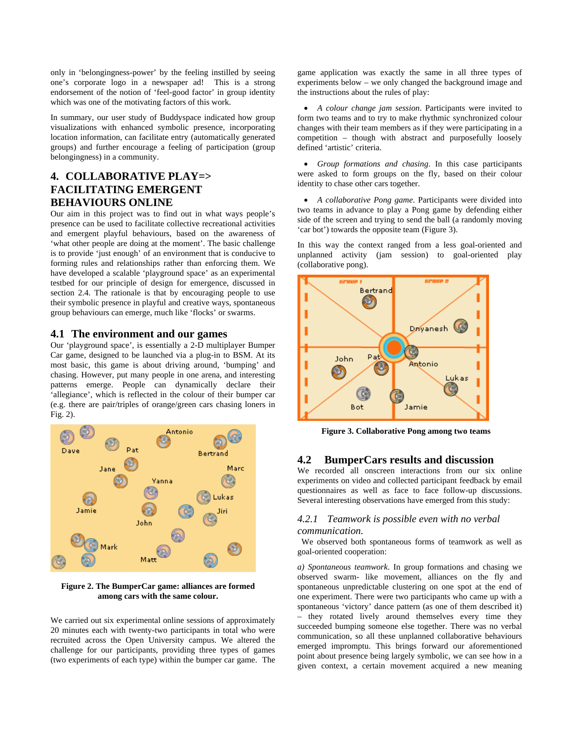only in 'belongingness-power' by the feeling instilled by seeing one's corporate logo in a newspaper ad! This is a strong endorsement of the notion of 'feel-good factor' in group identity which was one of the motivating factors of this work.

In summary, our user study of Buddyspace indicated how group visualizations with enhanced symbolic presence, incorporating location information, can facilitate entry (automatically generated groups) and further encourage a feeling of participation (group belongingness) in a community.

## 4. COLLABORATIVE PLAY=> FACILITATING EMERGENT BEHAVIOURS ONLINE

Our aim in this project was to find out in what ways people's presence can be used to facilitate collective recreational activities and emergent playful behaviours, based on the awareness of 'what other people are doing at the moment'. The basic challenge is to provide 'just enough' of an environment that is conducive to forming rules and relationships rather than enforcing them. We have developed a scalable 'playground space' as an experimental testbed for our principle of design for emergence, discussed in section 2.4. The rationale is that by encouraging people to use their symbolic presence in playful and creative ways, spontaneous group behaviours can emerge, much like 'flocks' or swarms.

### 4.1 The environment and our games

Our 'playground space', is essentially a 2-D multiplayer Bumper Car game, designed to be launched via a plug-in to BSM. At its most basic, this game is about driving around, 'bumping' and chasing. However, put many people in one arena, and interesting patterns emerge. People can dynamically declare their 'allegiance', which is reflected in the colour of their bumper car (e.g. there are pair/triples of orange/green cars chasing loners in Fig. 2).

**Figure 2. The BumperCar game: alliances are formed among cars with the same colour.**

We carried out six experimental online sessions of approximately 20 minutes each with twenty-two participants in total who were recruited across the Open University campus. We altered the challenge for our participants, providing three types of games (two experiments of each type) within the bumper car game. The game application was exactly the same in all three types of experiments below – we only changed the background image and the instructions about the rules of play:

- *A colour change jam session*. Participants were invited to form two teams and to try to make rhythmic synchronized colour changes with their team members as if they were participating in a competition – though with abstract and purposefully loosely defined 'artistic' criteria.
- *Group formations and chasing*. In this case participants were asked to form groups on the fly, based on their colour identity to chase other cars together.
- *A collaborative Pong game*. Participants were divided into two teams in advance to play a Pong game by defending either side of the screen and trying to send the ball (a randomly moving 'car bot') towards the opposite team (Figure 3).

In this way the context ranged from a less goal-oriented and unplanned activity (jam session) to goal-oriented play (collaborative pong).

**Figure 3. Collaborative Pong among two teams**

### 4.2 BumperCars results and discussion

We recorded all onscreen interactions from our six online experiments on video and collected participant feedback by email questionnaires as well as face to face follow-up discussions. Several interesting observations have emerged from this study:

#### *4.2.1 Teamwork is possible even with no verbal communication.*

We observed both spontaneous forms of teamwork as well as goal-oriented cooperation:

*a) Spontaneous teamwork*. In group formations and chasing we observed swarm- like movement, alliances on the fly and spontaneous unpredictable clustering on one spot at the end of one experiment. There were two participants who came up with a spontaneous 'victory' dance pattern (as one of them described it) – they rotated lively around themselves every time they succeeded bumping someone else together. There was no verbal communication, so all these unplanned collaborative behaviours emerged impromptu. This brings forward our aforementioned point about presence being largely symbolic, we can see how in a given context, a certain movement acquired a new meaning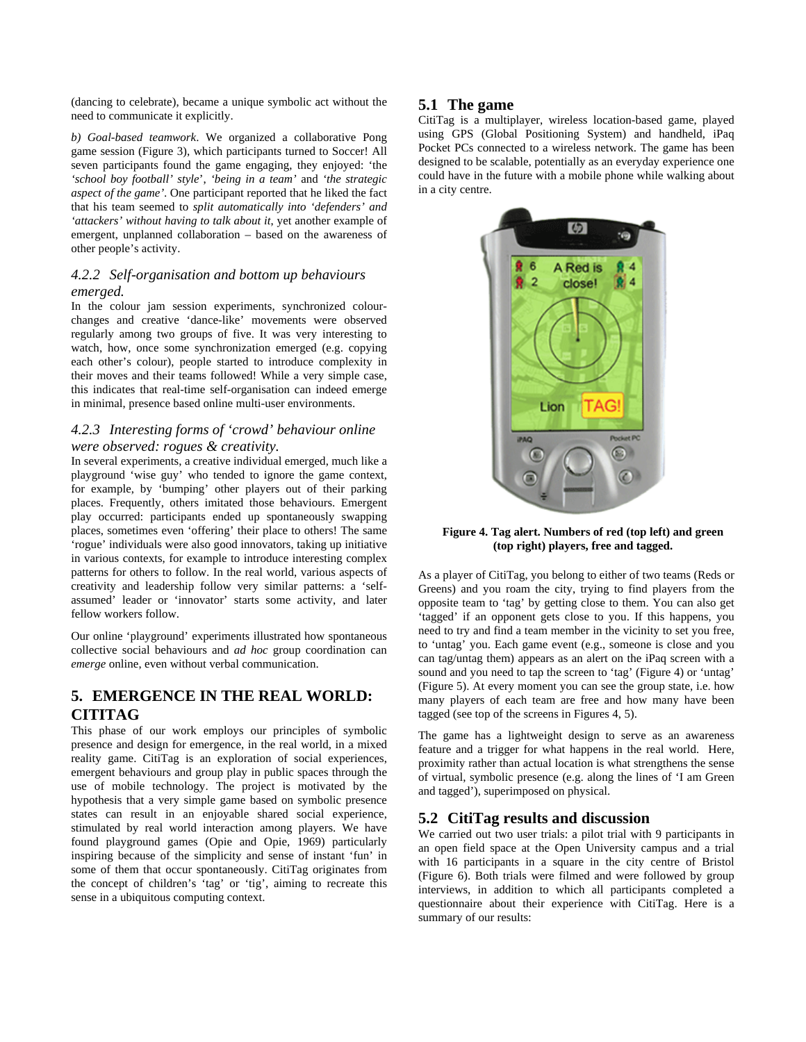(dancing to celebrate), became a unique symbolic act without the need to communicate it explicitly.

*b) Goal-based teamwork*. We organized a collaborative Pong game session (Figure 3), which participants turned to Soccer! All seven participants found the game engaging, they enjoyed: 'the *'school boy football' style*', *'being in a team'* and *'the strategic aspect of the game'*. One participant reported that he liked the fact that his team seemed to *split automatically into 'defenders' and 'attackers' without having to talk about it*, yet another example of emergent, unplanned collaboration – based on the awareness of other people's activity.

### *4.2.2 Self-organisation and bottom up behaviours emerged.*

In the colour jam session experiments, synchronized colour-changes and creative 'dance-like' movements were observed regularly among two groups of five. It was very interesting to watch, how, once some synchronization emerged (e.g. copying each other's colour), people started to introduce complexity in their moves and their teams followed! While a very simple case, this indicates that real-time self-organisation can indeed emerge in minimal, presence based online multi-user environments.

### *4.2.3 Interesting forms of 'crowd' behaviour online were observed: rogues & creativity.*

In several experiments, a creative individual emerged, much like a playground 'wise guy' who tended to ignore the game context, for example, by 'bumping' other players out of their parking places. Frequently, others imitated those behaviours. Emergent play occurred: participants ended up spontaneously swapping places, sometimes even 'offering' their place to others! The same 'rogue' individuals were also good innovators, taking up initiative in various contexts, for example to introduce interesting complex patterns for others to follow. In the real world, various aspects of creativity and leadership follow very similar patterns: a 'self-assumed' leader or 'innovator' starts some activity, and later fellow workers follow.

Our online 'playground' experiments illustrated how spontaneous collective social behaviours and *ad hoc* group coordination can *emerge* online, even without verbal communication.

## 5. EMERGENCE IN THE REAL WORLD: CITITAG

This phase of our work employs our principles of symbolic presence and design for emergence, in the real world, in a mixed reality game. CitiTag is an exploration of social experiences, emergent behaviours and group play in public spaces through the use of mobile technology. The project is motivated by the hypothesis that a very simple game based on symbolic presence states can result in an enjoyable shared social experience, stimulated by real world interaction among players. We have found playground games (Opie and Opie, 1969) particularly inspiring because of the simplicity and sense of instant 'fun' in some of them that occur spontaneously. CitiTag originates from the concept of children's 'tag' or 'tig', aiming to recreate this sense in a ubiquitous computing context.

### 5.1 The game

CitiTag is a multiplayer, wireless location-based game, played using GPS (Global Positioning System) and handheld, iPaq Pocket PCs connected to a wireless network. The game has been designed to be scalable, potentially as an everyday experience one could have in the future with a mobile phone while walking about in a city centre.

6
2
A Red is close!
4
4
Lion
TAG!

**Figure 4. Tag alert. Numbers of red (top left) and green (top right) players, free and tagged.**

As a player of CitiTag, you belong to either of two teams (Reds or Greens) and you roam the city, trying to find players from the opposite team to 'tag' by getting close to them. You can also get 'tagged' if an opponent gets close to you. If this happens, you need to try and find a team member in the vicinity to set you free, to 'untag' you. Each game event (e.g., someone is close and you can tag/untag them) appears as an alert on the iPaq screen with a sound and you need to tap the screen to 'tag' (Figure 4) or 'untag' (Figure 5). At every moment you can see the group state, i.e. how many players of each team are free and how many have been tagged (see top of the screens in Figures 4, 5).

The game has a lightweight design to serve as an awareness feature and a trigger for what happens in the real world. Here, proximity rather than actual location is what strengthens the sense of virtual, symbolic presence (e.g. along the lines of 'I am Green and tagged'), superimposed on physical.

### 5.2 CitiTag results and discussion

We carried out two user trials: a pilot trial with 9 participants in an open field space at the Open University campus and a trial with 16 participants in a square in the city centre of Bristol (Figure 6). Both trials were filmed and were followed by group interviews, in addition to which all participants completed a questionnaire about their experience with CitiTag. Here is a summary of our results: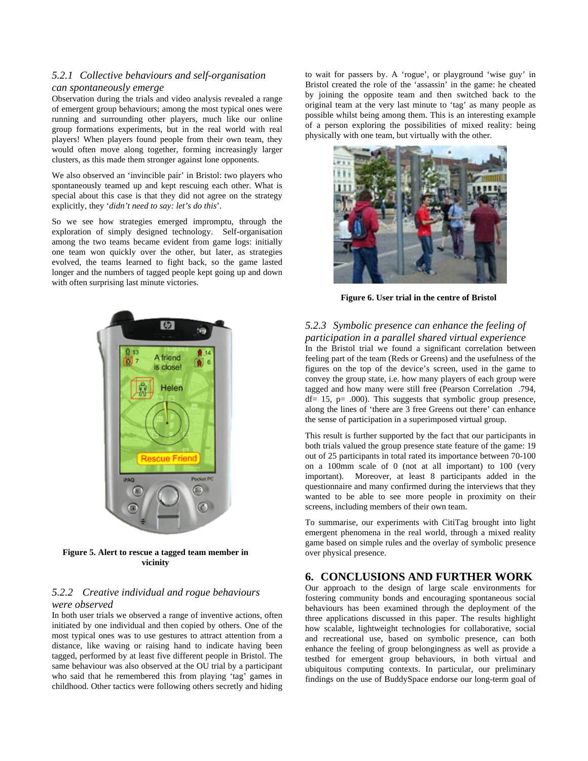### 5.2.1 Collective behaviours and self-organisation can spontaneously emerge

Observation during the trials and video analysis revealed a range of emergent group behaviours; among the most typical ones were running and surrounding other players, much like our online group formations experiments, but in the real world with real players! When players found people from their own team, they would often move along together, forming increasingly larger clusters, as this made them stronger against lone opponents.

We also observed an 'invincible pair' in Bristol: two players who spontaneously teamed up and kept rescuing each other. What is special about this case is that they did not agree on the strategy explicitly, they '*didn't need to say: let's do this*'.

So we see how strategies emerged impromptu, through the exploration of simply designed technology. Self-organisation among the two teams became evident from game logs: initially one team won quickly over the other, but later, as strategies evolved, the teams learned to fight back, so the game lasted longer and the numbers of tagged people kept going up and down with often surprising last minute victories.

**Figure 5. Alert to rescue a tagged team member in vicinity**

### 5.2.2 Creative individual and rogue behaviours were observed

In both user trials we observed a range of inventive actions, often initiated by one individual and then copied by others. One of the most typical ones was to use gestures to attract attention from a distance, like waving or raising hand to indicate having been tagged, performed by at least five different people in Bristol. The same behaviour was also observed at the OU trial by a participant who said that he remembered this from playing 'tag' games in childhood. Other tactics were following others secretly and hiding to wait for passers by. A 'rogue', or playground 'wise guy' in Bristol created the role of the 'assassin' in the game: he cheated by joining the opposite team and then switched back to the original team at the very last minute to 'tag' as many people as possible whilst being among them. This is an interesting example of a person exploring the possibilities of mixed reality: being physically with one team, but virtually with the other.

**Figure 6. User trial in the centre of Bristol**

### 5.2.3 Symbolic presence can enhance the feeling of participation in a parallel shared virtual experience

In the Bristol trial we found a significant correlation between feeling part of the team (Reds or Greens) and the usefulness of the figures on the top of the device's screen, used in the game to convey the group state, i.e. how many players of each group were tagged and how many were still free (Pearson Correlation .794, df= 15, p= .000). This suggests that symbolic group presence, along the lines of 'there are 3 free Greens out there' can enhance the sense of participation in a superimposed virtual group.

This result is further supported by the fact that our participants in both trials valued the group presence state feature of the game: 19 out of 25 participants in total rated its importance between 70-100 on a 100mm scale of 0 (not at all important) to 100 (very important). Moreover, at least 8 participants added in the questionnaire and many confirmed during the interviews that they wanted to be able to see more people in proximity on their screens, including members of their own team.

To summarise, our experiments with CitiTag brought into light emergent phenomena in the real world, through a mixed reality game based on simple rules and the overlay of symbolic presence over physical presence.

## 6. CONCLUSIONS AND FURTHER WORK

Our approach to the design of large scale environments for fostering community bonds and encouraging spontaneous social behaviours has been examined through the deployment of the three applications discussed in this paper. The results highlight how scalable, lightweight technologies for collaborative, social and recreational use, based on symbolic presence, can both enhance the feeling of group belongingness as well as provide a testbed for emergent group behaviours, in both virtual and ubiquitous computing contexts. In particular, our preliminary findings on the use of BuddySpace endorse our long-term goal of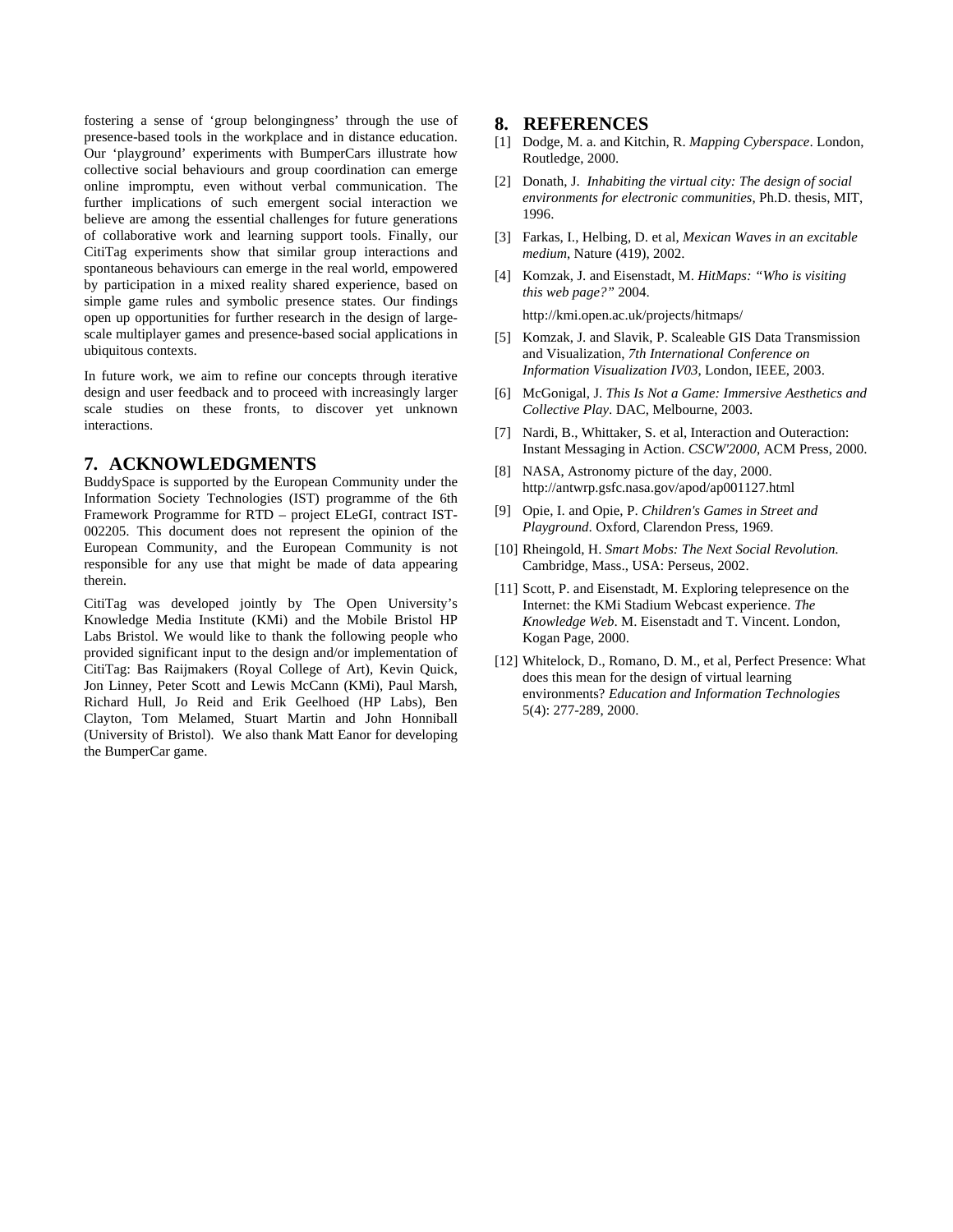fostering a sense of 'group belongingness' through the use of presence-based tools in the workplace and in distance education. Our 'playground' experiments with BumperCars illustrate how collective social behaviours and group coordination can emerge online impromptu, even without verbal communication. The further implications of such emergent social interaction we believe are among the essential challenges for future generations of collaborative work and learning support tools. Finally, our CitiTag experiments show that similar group interactions and spontaneous behaviours can emerge in the real world, empowered by participation in a mixed reality shared experience, based on simple game rules and symbolic presence states. Our findings open up opportunities for further research in the design of large-scale multiplayer games and presence-based social applications in ubiquitous contexts.

In future work, we aim to refine our concepts through iterative design and user feedback and to proceed with increasingly larger scale studies on these fronts, to discover yet unknown interactions.

## 7. ACKNOWLEDGMENTS

BuddySpace is supported by the European Community under the Information Society Technologies (IST) programme of the 6th Framework Programme for RTD – project ELeGI, contract IST-002205. This document does not represent the opinion of the European Community, and the European Community is not responsible for any use that might be made of data appearing therein.

CitiTag was developed jointly by The Open University's Knowledge Media Institute (KMi) and the Mobile Bristol HP Labs Bristol. We would like to thank the following people who provided significant input to the design and/or implementation of CitiTag: Bas Raijmakers (Royal College of Art), Kevin Quick, Jon Linney, Peter Scott and Lewis McCann (KMi), Paul Marsh, Richard Hull, Jo Reid and Erik Geelhoed (HP Labs), Ben Clayton, Tom Melamed, Stuart Martin and John Honniball (University of Bristol). We also thank Matt Eanor for developing the BumperCar game.

## 8. REFERENCES

[1] Dodge, M. a. and Kitchin, R. *Mapping Cyberspace*. London, Routledge, 2000.

[2] Donath, J. *Inhabiting the virtual city: The design of social environments for electronic communities*, Ph.D. thesis, MIT, 1996.

[3] Farkas, I., Helbing, D. et al, *Mexican Waves in an excitable medium*, Nature (419), 2002.

[4] Komzak, J. and Eisenstadt, M. *HitMaps: "Who is visiting this web page?"* 2004. http://kmi.open.ac.uk/projects/hitmaps/

[5] Komzak, J. and Slavik, P. Scaleable GIS Data Transmission and Visualization, *7th International Conference on Information Visualization IV03*, London, IEEE, 2003.

[6] McGonigal, J. *This Is Not a Game: Immersive Aesthetics and Collective Play*. DAC, Melbourne, 2003.

[7] Nardi, B., Whittaker, S. et al, Interaction and Outeraction: Instant Messaging in Action. *CSCW'2000*, ACM Press, 2000.

[8] NASA, Astronomy picture of the day, 2000. http://antwrp.gsfc.nasa.gov/apod/ap001127.html

[9] Opie, I. and Opie, P. *Children's Games in Street and Playground*. Oxford, Clarendon Press, 1969.

[10] Rheingold, H. *Smart Mobs: The Next Social Revolution*. Cambridge, Mass., USA: Perseus, 2002.

[11] Scott, P. and Eisenstadt, M. Exploring telepresence on the Internet: the KMi Stadium Webcast experience. *The Knowledge Web*. M. Eisenstadt and T. Vincent. London, Kogan Page, 2000.

[12] Whitelock, D., Romano, D. M., et al, Perfect Presence: What does this mean for the design of virtual learning environments? *Education and Information Technologies* 5(4): 277-289, 2000.